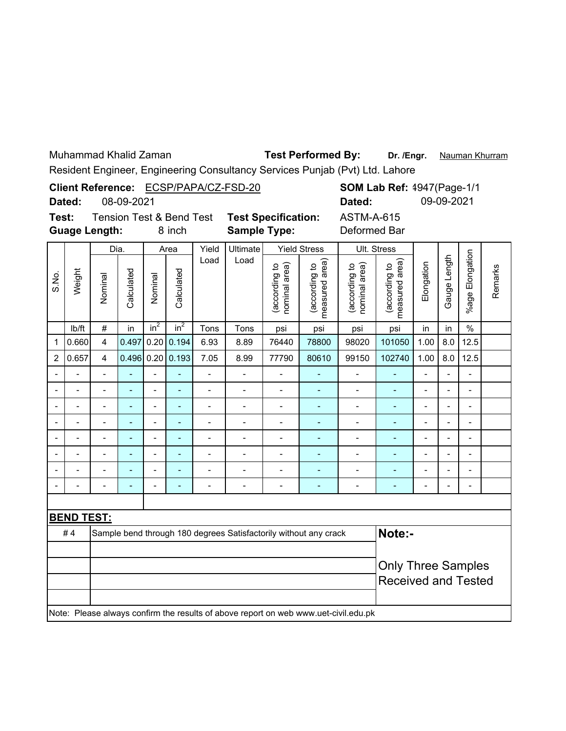Muhammad Khalid Zaman **Test Performed By:** **Dr. /Engr.** Nauman Khurram

Resident Engineer, Engineering Consultancy Services Punjab (Pvt) Ltd. Lahore

**Client Reference:** ECSP/PAPA/CZ-FSD-20 **SOM Lab Ref:** 4947(Page-1/1

**Dated:** 08-09-2021 **Dated:** 09-09-2021

**Test:** Tension Test & Bend Test **Test Specification:** ASTM-A-615

**Guage Length:** 8 inch **Sample Type:** Deformed Bar

| S.No. | Weight | Dia. | | Area | | Yield Load | Ultimate Load | Yield Stress | | Ult. Stress | | Elongation | Gauge Length | %age Elongation | Remarks |
|---|---|---|---|---|---|---|---|---|---|---|---|---|---|---|---|
| | | Nominal | Calculated | Nominal | Calculated | | | (according to nominal area) | (according to measured area) | (according to nominal area) | (according to measured area) | | | | |
| | lb/ft | # | in | $in^2$ | $in^2$ | Tons | Tons | psi | psi | psi | psi | in | in | % | |
| 1 | 0.660 | 4 | 0.497 | 0.20 | 0.194 | 6.93 | 8.89 | 76440 | 78800 | 98020 | 101050 | 1.00 | 8.0 | 12.5 | |
| 2 | 0.657 | 4 | 0.496 | 0.20 | 0.193 | 7.05 | 8.99 | 77790 | 80610 | 99150 | 102740 | 1.00 | 8.0 | 12.5 | |
| - | - | - | - | - | - | - | - | - | - | - | - | - | - | - | |
| - | - | - | - | - | - | - | - | - | - | - | - | - | - | - | |
| - | - | - | - | - | - | - | - | - | - | - | - | - | - | - | |
| - | - | - | - | - | - | - | - | - | - | - | - | - | - | - | |
| - | - | - | - | - | - | - | - | - | - | - | - | - | - | - | |
| - | - | - | - | - | - | - | - | - | - | - | - | - | - | - | |
| - | - | - | - | - | - | - | - | - | - | - | - | - | - | - | |
| - | - | - | - | - | - | - | - | - | - | - | - | - | - | - | |

**BEND TEST:**

| | | |
|---|---|---|
| # 4 | Sample bend through 180 degrees Satisfactorily without any crack | **Note:-** |
| | | Only Three Samples Received and Tested |

Note: Please always confirm the results of above report on web www.uet-civil.edu.pk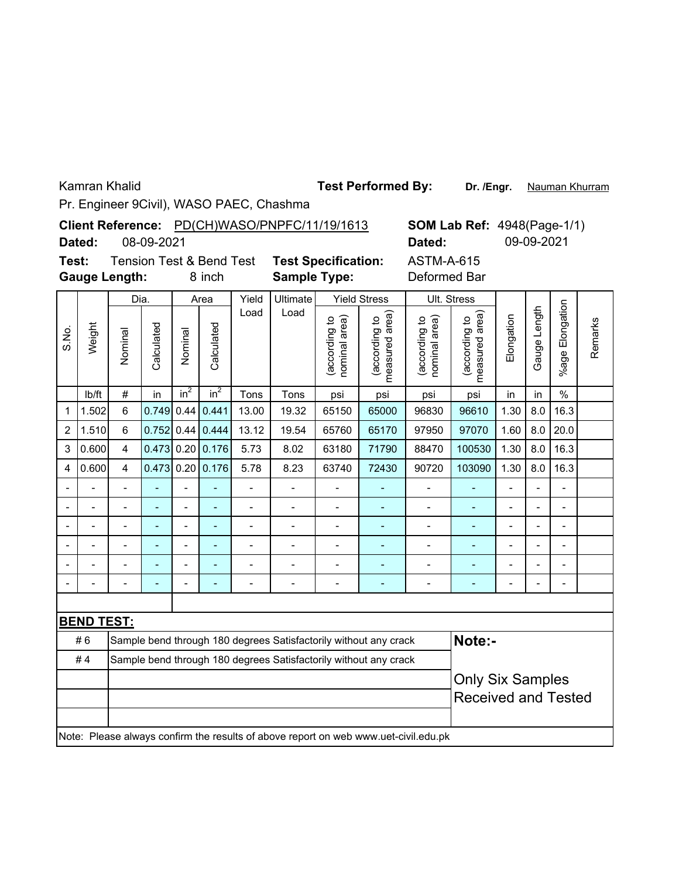Kamran Khalid

Pr. Engineer 9Civil), WASO PAEC, Chashma

**Test Performed By:** **Dr. /Engr.** Nauman Khurram

**Client Reference:** PD(CH)WASO/PNPFC/11/19/1613 **SOM Lab Ref:** 4948(Page-1/1)

**Dated:** 08-09-2021 **Dated:** 09-09-2021

**Test:** Tension Test & Bend Test **Test Specification:** ASTM-A-615

**Gauge Length:** 8 inch **Sample Type:** Deformed Bar

| S.No. | Weight | Dia. | | Area | | Yield Load | Ultimate Load | Yield Stress | | Ult. Stress | | Elongation | Gauge Length | %age Elongation | Remarks |
|---|---|---|---|---|---|---|---|---|---|---|---|---|---|---|---|
| | | Nominal | Calculated | Nominal | Calculated | | | (according to nominal area) | (according to measured area) | (according to nominal area) | (according to measured area) | | | | |
| | lb/ft | # | in | $in^2$ | $in^2$ | Tons | Tons | psi | psi | psi | psi | in | in | % | |
| 1 | 1.502 | 6 | 0.749 | 0.44 | 0.441 | 13.00 | 19.32 | 65150 | 65000 | 96830 | 96610 | 1.30 | 8.0 | 16.3 | |
| 2 | 1.510 | 6 | 0.752 | 0.44 | 0.444 | 13.12 | 19.54 | 65760 | 65170 | 97950 | 97070 | 1.60 | 8.0 | 20.0 | |
| 3 | 0.600 | 4 | 0.473 | 0.20 | 0.176 | 5.73 | 8.02 | 63180 | 71790 | 88470 | 100530 | 1.30 | 8.0 | 16.3 | |
| 4 | 0.600 | 4 | 0.473 | 0.20 | 0.176 | 5.78 | 8.23 | 63740 | 72430 | 90720 | 103090 | 1.30 | 8.0 | 16.3 | |
| - | - | - | - | - | - | - | - | - | - | - | - | - | - | - | |
| - | - | - | - | - | - | - | - | - | - | - | - | - | - | - | |
| - | - | - | - | - | - | - | - | - | - | - | - | - | - | - | |
| - | - | - | - | - | - | - | - | - | - | - | - | - | - | - | |
| - | - | - | - | - | - | - | - | - | - | - | - | - | - | - | |
| - | - | - | - | - | - | - | - | - | - | - | - | - | - | - | |

**BEND TEST:**

| | |
|---|---|
| # 6 | Sample bend through 180 degrees Satisfactorily without any crack |
| # 4 | Sample bend through 180 degrees Satisfactorily without any crack |

**Note:-**

Only Six Samples Received and Tested

Note: Please always confirm the results of above report on web www.uet-civil.edu.pk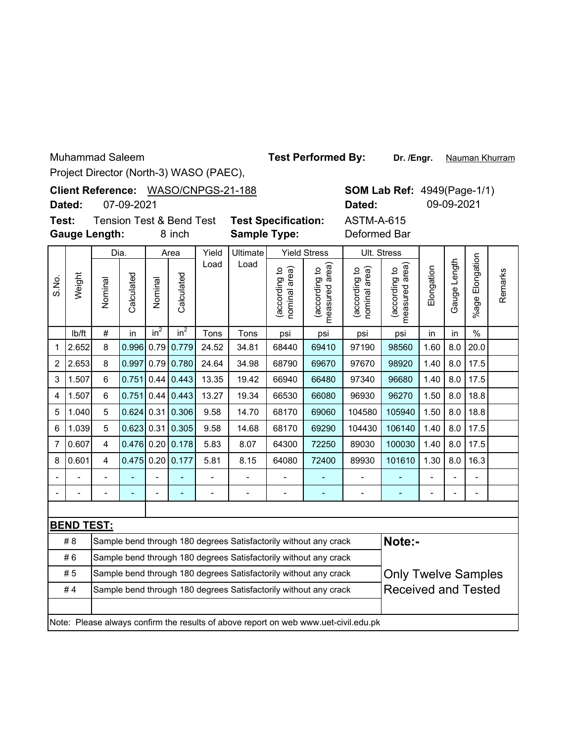Muhammad Saleem

Project Director (North-3) WASO (PAEC),

**Test Performed By:** **Dr. /Engr.** Nauman Khurram

**Client Reference:** WASO/CNPGS-21-188

**Dated:** 07-09-2021

**SOM Lab Ref:** 4949(Page-1/1)

**Dated:** 09-09-2021

**Test:** Tension Test & Bend Test

**Gauge Length:** 8 inch

**Test Specification:** ASTM-A-615

**Sample Type:** Deformed Bar

| S.No. | Weight | Dia. | | Area | | Yield Load | Ultimate Load | Yield Stress | | Ult. Stress | | Elongation | Gauge Length | %age Elongation | Remarks |
|---|---|---|---|---|---|---|---|---|---|---|---|---|---|---|---|
| | | Nominal | Calculated | Nominal | Calculated | | | (according to nominal area) | (according to measured area) | (according to nominal area) | (according to measured area) | | | | |
| | lb/ft | # | in | $in^2$ | $in^2$ | Tons | Tons | psi | psi | psi | psi | in | in | % | |
| 1 | 2.652 | 8 | 0.996 | 0.79 | 0.779 | 24.52 | 34.81 | 68440 | 69410 | 97190 | 98560 | 1.60 | 8.0 | 20.0 | |
| 2 | 2.653 | 8 | 0.997 | 0.79 | 0.780 | 24.64 | 34.98 | 68790 | 69670 | 97670 | 98920 | 1.40 | 8.0 | 17.5 | |
| 3 | 1.507 | 6 | 0.751 | 0.44 | 0.443 | 13.35 | 19.42 | 66940 | 66480 | 97340 | 96680 | 1.40 | 8.0 | 17.5 | |
| 4 | 1.507 | 6 | 0.751 | 0.44 | 0.443 | 13.27 | 19.34 | 66530 | 66080 | 96930 | 96270 | 1.50 | 8.0 | 18.8 | |
| 5 | 1.040 | 5 | 0.624 | 0.31 | 0.306 | 9.58 | 14.70 | 68170 | 69060 | 104580 | 105940 | 1.50 | 8.0 | 18.8 | |
| 6 | 1.039 | 5 | 0.623 | 0.31 | 0.305 | 9.58 | 14.68 | 68170 | 69290 | 104430 | 106140 | 1.40 | 8.0 | 17.5 | |
| 7 | 0.607 | 4 | 0.476 | 0.20 | 0.178 | 5.83 | 8.07 | 64300 | 72250 | 89030 | 100030 | 1.40 | 8.0 | 17.5 | |
| 8 | 0.601 | 4 | 0.475 | 0.20 | 0.177 | 5.81 | 8.15 | 64080 | 72400 | 89930 | 101610 | 1.30 | 8.0 | 16.3 | |
| - | - | - | - | - | - | - | - | - | - | - | - | - | - | - | |
| - | - | - | - | - | - | - | - | - | - | - | - | - | - | - | |

**BEND TEST:**

| Bar | Result |
|---|---|
| # 8 | Sample bend through 180 degrees Satisfactorily without any crack |
| # 6 | Sample bend through 180 degrees Satisfactorily without any crack |
| # 5 | Sample bend through 180 degrees Satisfactorily without any crack |
| # 4 | Sample bend through 180 degrees Satisfactorily without any crack |

**Note:-**

Only Twelve Samples Received and Tested

Note: Please always confirm the results of above report on web www.uet-civil.edu.pk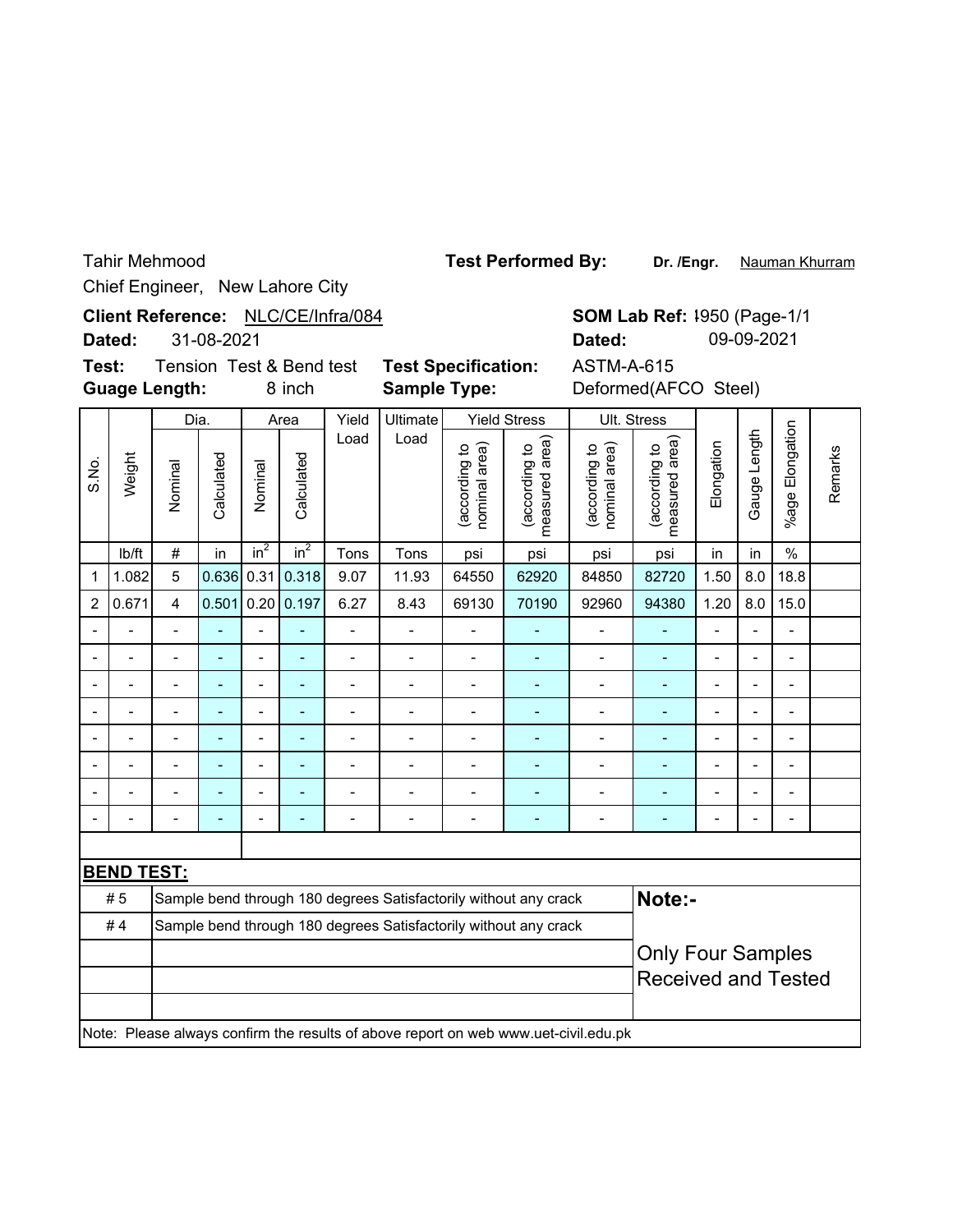Tahir Mehmood

Chief Engineer, New Lahore City

**Client Reference:** NLC/CE/Infra/084

**Dated:** 31-08-2021

**Test:** Tension Test & Bend test

**Guage Length:** 8 inch

**Test Performed By:** **Dr. /Engr.** Nauman Khurram

**SOM Lab Ref:** I950 (Page-1/1

**Dated:** 09-09-2021

**Test Specification:** ASTM-A-615

**Sample Type:** Deformed(AFCO Steel)

| S.No. | Weight | Dia. | | Area | | Yield Load | Ultimate Load | Yield Stress | | Ult. Stress | | Elongation | Gauge Length | %age Elongation | Remarks |
|---|---|---|---|---|---|---|---|---|---|---|---|---|---|---|---|
| | | Nominal | Calculated | Nominal | Calculated | | | (according to nominal area) | (according to measured area) | (according to nominal area) | (according to measured area) | | | | |
| | lb/ft | # | in | $in^2$ | $in^2$ | Tons | Tons | psi | psi | psi | psi | in | in | % | |
| 1 | 1.082 | 5 | 0.636 | 0.31 | 0.318 | 9.07 | 11.93 | 64550 | 62920 | 84850 | 82720 | 1.50 | 8.0 | 18.8 | |
| 2 | 0.671 | 4 | 0.501 | 0.20 | 0.197 | 6.27 | 8.43 | 69130 | 70190 | 92960 | 94380 | 1.20 | 8.0 | 15.0 | |
| - | - | - | - | - | - | - | - | - | - | - | - | - | - | - | |
| - | - | - | - | - | - | - | - | - | - | - | - | - | - | - | |
| - | - | - | - | - | - | - | - | - | - | - | - | - | - | - | |
| - | - | - | - | - | - | - | - | - | - | - | - | - | - | - | |
| - | - | - | - | - | - | - | - | - | - | - | - | - | - | - | |
| - | - | - | - | - | - | - | - | - | - | - | - | - | - | - | |
| - | - | - | - | - | - | - | - | - | - | - | - | - | - | - | |
| - | - | - | - | - | - | - | - | - | - | - | - | - | - | - | |

**BEND TEST:**

| | |
|---|---|
| # 5 | Sample bend through 180 degrees Satisfactorily without any crack |
| # 4 | Sample bend through 180 degrees Satisfactorily without any crack |

**Note:-**

Only Four Samples Received and Tested

Note: Please always confirm the results of above report on web www.uet-civil.edu.pk